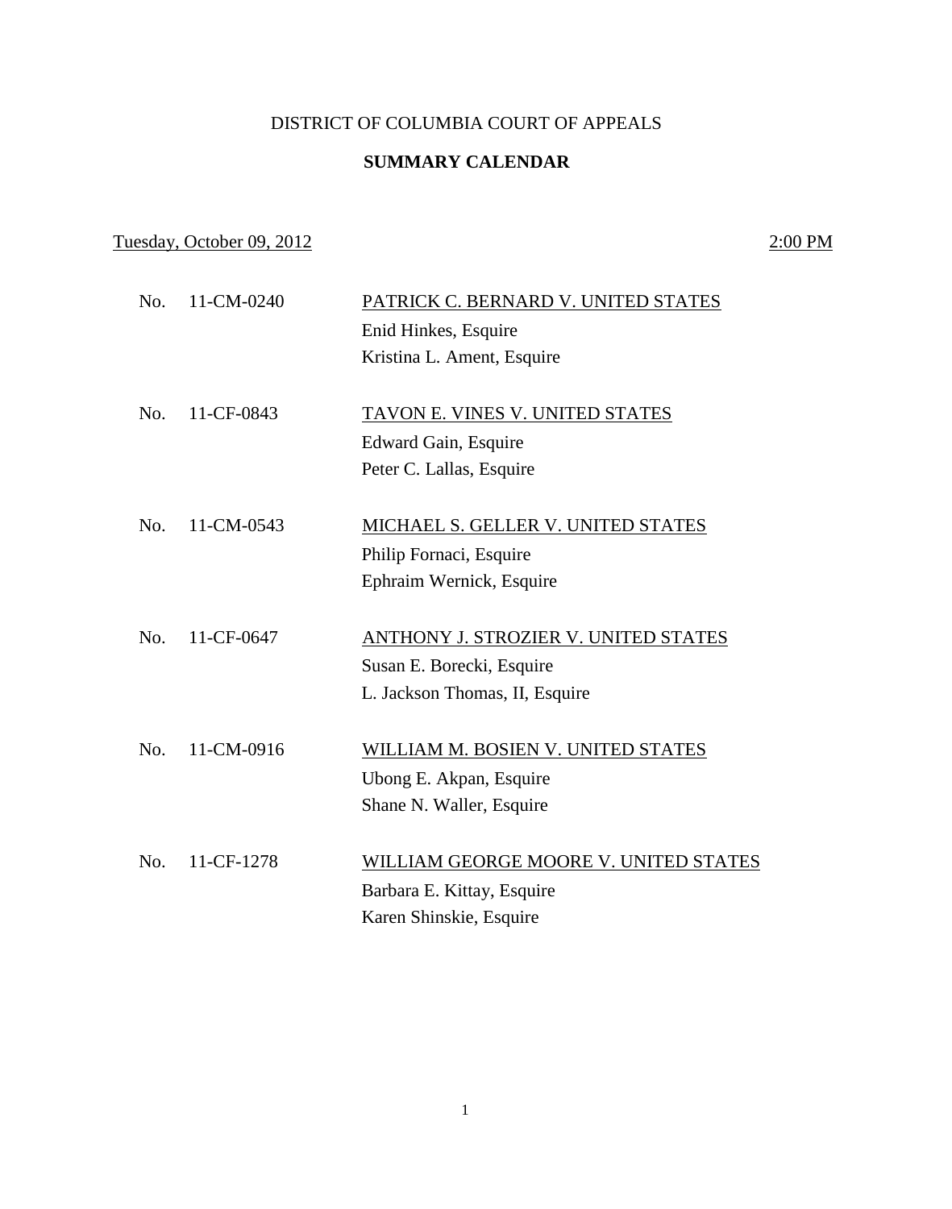DISTRICT OF COLUMBIA COURT OF APPEALS

**SUMMARY CALENDAR**

Tuesday, October 09, 2012 2:00 PM

No. 11-CM-0240 PATRICK C. BERNARD V. UNITED STATES
Enid Hinkes, Esquire
Kristina L. Ament, Esquire

No. 11-CF-0843 TAVON E. VINES V. UNITED STATES
Edward Gain, Esquire
Peter C. Lallas, Esquire

No. 11-CM-0543 MICHAEL S. GELLER V. UNITED STATES
Philip Fornaci, Esquire
Ephraim Wernick, Esquire

No. 11-CF-0647 ANTHONY J. STROZIER V. UNITED STATES
Susan E. Borecki, Esquire
L. Jackson Thomas, II, Esquire

No. 11-CM-0916 WILLIAM M. BOSIEN V. UNITED STATES
Ubong E. Akpan, Esquire
Shane N. Waller, Esquire

No. 11-CF-1278 WILLIAM GEORGE MOORE V. UNITED STATES
Barbara E. Kittay, Esquire
Karen Shinskie, Esquire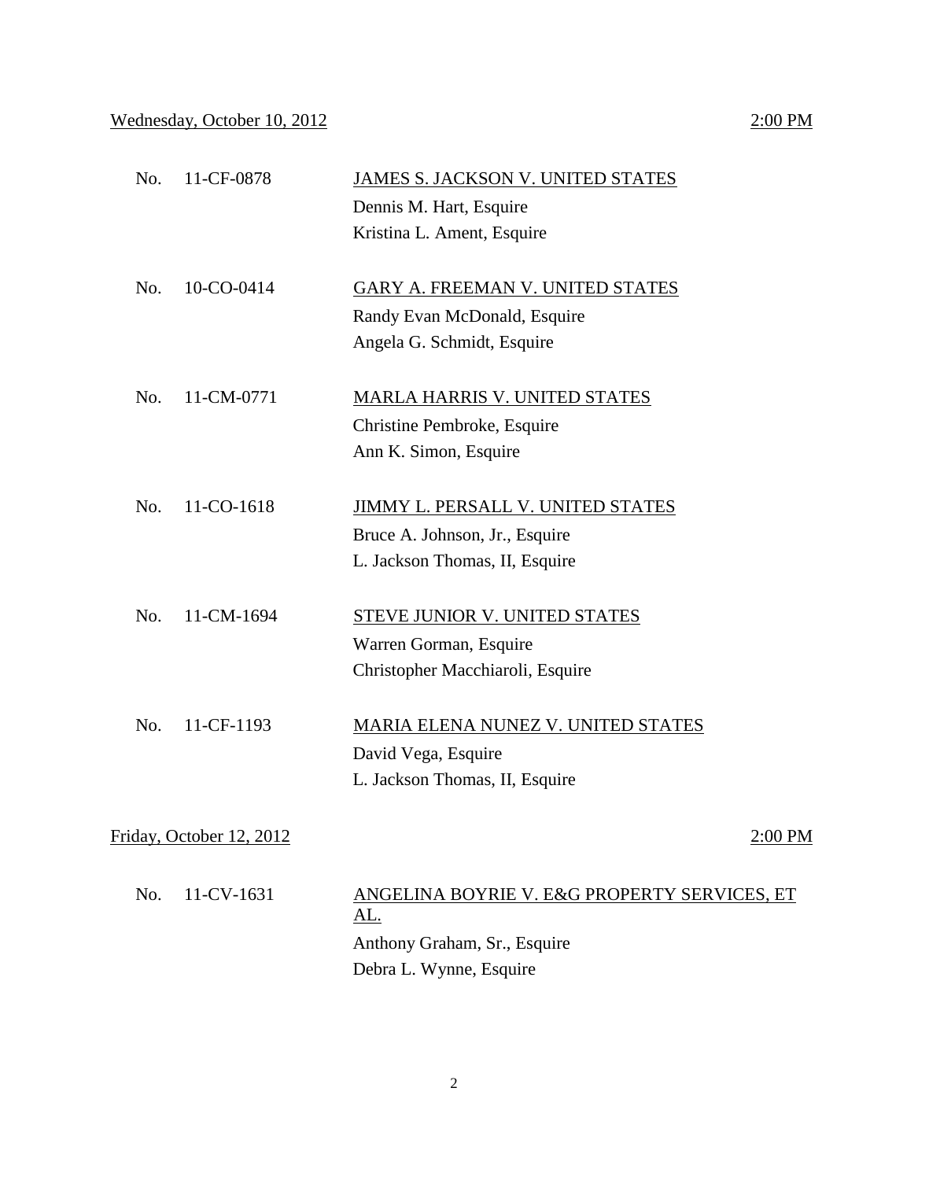Wednesday, October 10, 2012 2:00 PM

| | | |
|---|---|---|
| No. | 11-CF-0878 | JAMES S. JACKSON V. UNITED STATES<br>Dennis M. Hart, Esquire<br>Kristina L. Ament, Esquire |
| No. | 10-CO-0414 | GARY A. FREEMAN V. UNITED STATES<br>Randy Evan McDonald, Esquire<br>Angela G. Schmidt, Esquire |
| No. | 11-CM-0771 | MARLA HARRIS V. UNITED STATES<br>Christine Pembroke, Esquire<br>Ann K. Simon, Esquire |
| No. | 11-CO-1618 | JIMMY L. PERSALL V. UNITED STATES<br>Bruce A. Johnson, Jr., Esquire<br>L. Jackson Thomas, II, Esquire |
| No. | 11-CM-1694 | STEVE JUNIOR V. UNITED STATES<br>Warren Gorman, Esquire<br>Christopher Macchiaroli, Esquire |
| No. | 11-CF-1193 | MARIA ELENA NUNEZ V. UNITED STATES<br>David Vega, Esquire<br>L. Jackson Thomas, II, Esquire |

Friday, October 12, 2012 2:00 PM

| | | |
|---|---|---|
| No. | 11-CV-1631 | ANGELINA BOYRIE V. E&G PROPERTY SERVICES, ET AL.<br>Anthony Graham, Sr., Esquire<br>Debra L. Wynne, Esquire |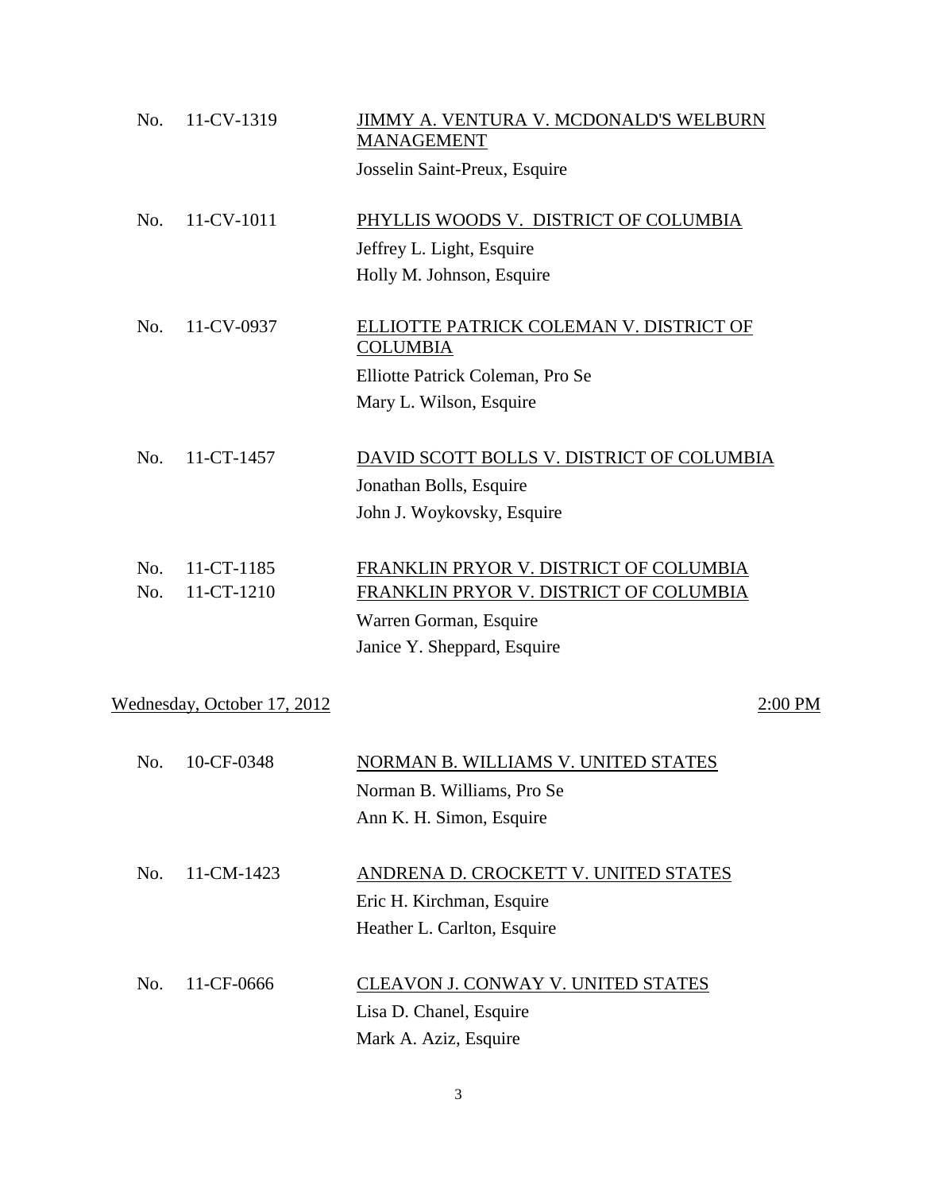No. 11-CV-1319 JIMMY A. VENTURA V. MCDONALD'S WELBURN MANAGEMENT

Josselin Saint-Preux, Esquire

No. 11-CV-1011 PHYLLIS WOODS V. DISTRICT OF COLUMBIA

Jeffrey L. Light, Esquire
Holly M. Johnson, Esquire

No. 11-CV-0937 ELLIOTTE PATRICK COLEMAN V. DISTRICT OF COLUMBIA

Elliotte Patrick Coleman, Pro Se
Mary L. Wilson, Esquire

No. 11-CT-1457 DAVID SCOTT BOLLS V. DISTRICT OF COLUMBIA

Jonathan Bolls, Esquire
John J. Woykovsky, Esquire

No. 11-CT-1185 FRANKLIN PRYOR V. DISTRICT OF COLUMBIA
No. 11-CT-1210 FRANKLIN PRYOR V. DISTRICT OF COLUMBIA

Warren Gorman, Esquire
Janice Y. Sheppard, Esquire

Wednesday, October 17, 2012 2:00 PM

No. 10-CF-0348 NORMAN B. WILLIAMS V. UNITED STATES

Norman B. Williams, Pro Se
Ann K. H. Simon, Esquire

No. 11-CM-1423 ANDRENA D. CROCKETT V. UNITED STATES

Eric H. Kirchman, Esquire
Heather L. Carlton, Esquire

No. 11-CF-0666 CLEAVON J. CONWAY V. UNITED STATES

Lisa D. Chanel, Esquire
Mark A. Aziz, Esquire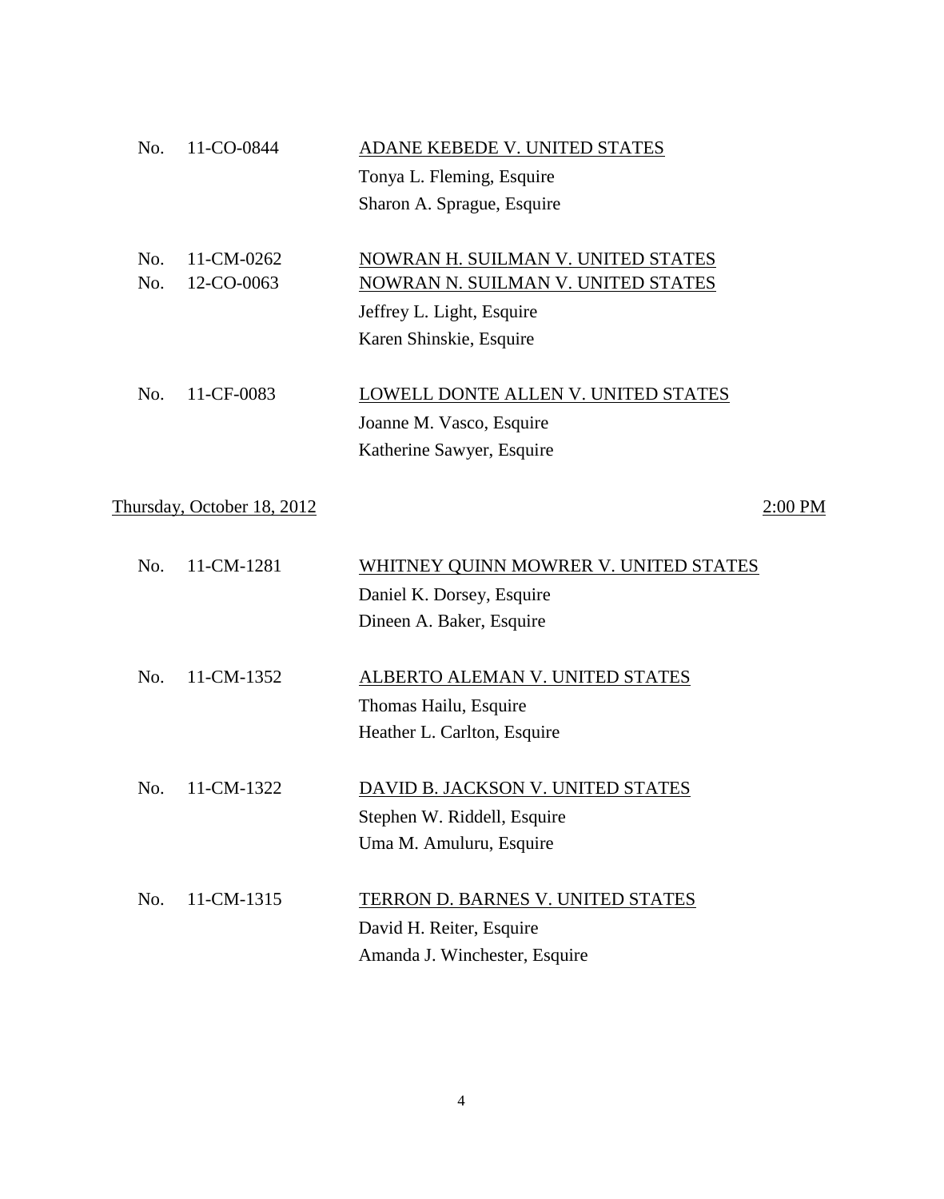No. 11-CO-0844 — <u>ADANE KEBEDE V. UNITED STATES</u>
Tonya L. Fleming, Esquire
Sharon A. Sprague, Esquire

No. 11-CM-0262 — <u>NOWRAN H. SUILMAN V. UNITED STATES</u>
No. 12-CO-0063 — <u>NOWRAN N. SUILMAN V. UNITED STATES</u>
Jeffrey L. Light, Esquire
Karen Shinskie, Esquire

No. 11-CF-0083 — <u>LOWELL DONTE ALLEN V. UNITED STATES</u>
Joanne M. Vasco, Esquire
Katherine Sawyer, Esquire

<u>Thursday, October 18, 2012</u> — <u>2:00 PM</u>

No. 11-CM-1281 — <u>WHITNEY QUINN MOWRER V. UNITED STATES</u>
Daniel K. Dorsey, Esquire
Dineen A. Baker, Esquire

No. 11-CM-1352 — <u>ALBERTO ALEMAN V. UNITED STATES</u>
Thomas Hailu, Esquire
Heather L. Carlton, Esquire

No. 11-CM-1322 — <u>DAVID B. JACKSON V. UNITED STATES</u>
Stephen W. Riddell, Esquire
Uma M. Amuluru, Esquire

No. 11-CM-1315 — <u>TERRON D. BARNES V. UNITED STATES</u>
David H. Reiter, Esquire
Amanda J. Winchester, Esquire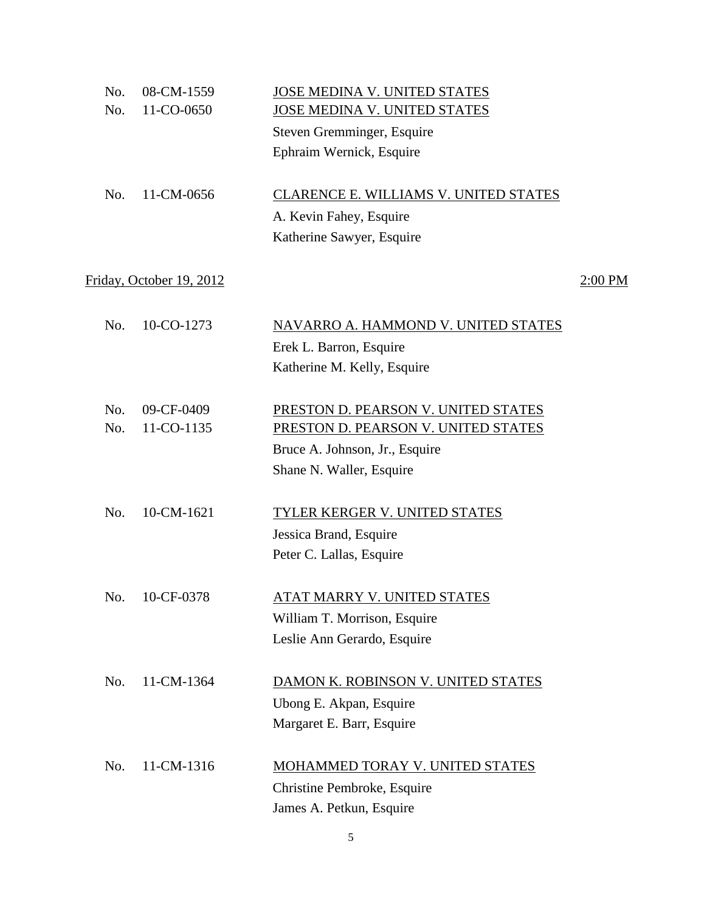No. 08-CM-1559 <u>JOSE MEDINA V. UNITED STATES</u>
No. 11-CO-0650 <u>JOSE MEDINA V. UNITED STATES</u>
Steven Gremminger, Esquire
Ephraim Wernick, Esquire

No. 11-CM-0656 <u>CLARENCE E. WILLIAMS V. UNITED STATES</u>
A. Kevin Fahey, Esquire
Katherine Sawyer, Esquire

<u>Friday, October 19, 2012</u> <u>2:00 PM</u>

No. 10-CO-1273 <u>NAVARRO A. HAMMOND V. UNITED STATES</u>
Erek L. Barron, Esquire
Katherine M. Kelly, Esquire

No. 09-CF-0409 <u>PRESTON D. PEARSON V. UNITED STATES</u>
No. 11-CO-1135 <u>PRESTON D. PEARSON V. UNITED STATES</u>
Bruce A. Johnson, Jr., Esquire
Shane N. Waller, Esquire

No. 10-CM-1621 <u>TYLER KERGER V. UNITED STATES</u>
Jessica Brand, Esquire
Peter C. Lallas, Esquire

No. 10-CF-0378 <u>ATAT MARRY V. UNITED STATES</u>
William T. Morrison, Esquire
Leslie Ann Gerardo, Esquire

No. 11-CM-1364 <u>DAMON K. ROBINSON V. UNITED STATES</u>
Ubong E. Akpan, Esquire
Margaret E. Barr, Esquire

No. 11-CM-1316 <u>MOHAMMED TORAY V. UNITED STATES</u>
Christine Pembroke, Esquire
James A. Petkun, Esquire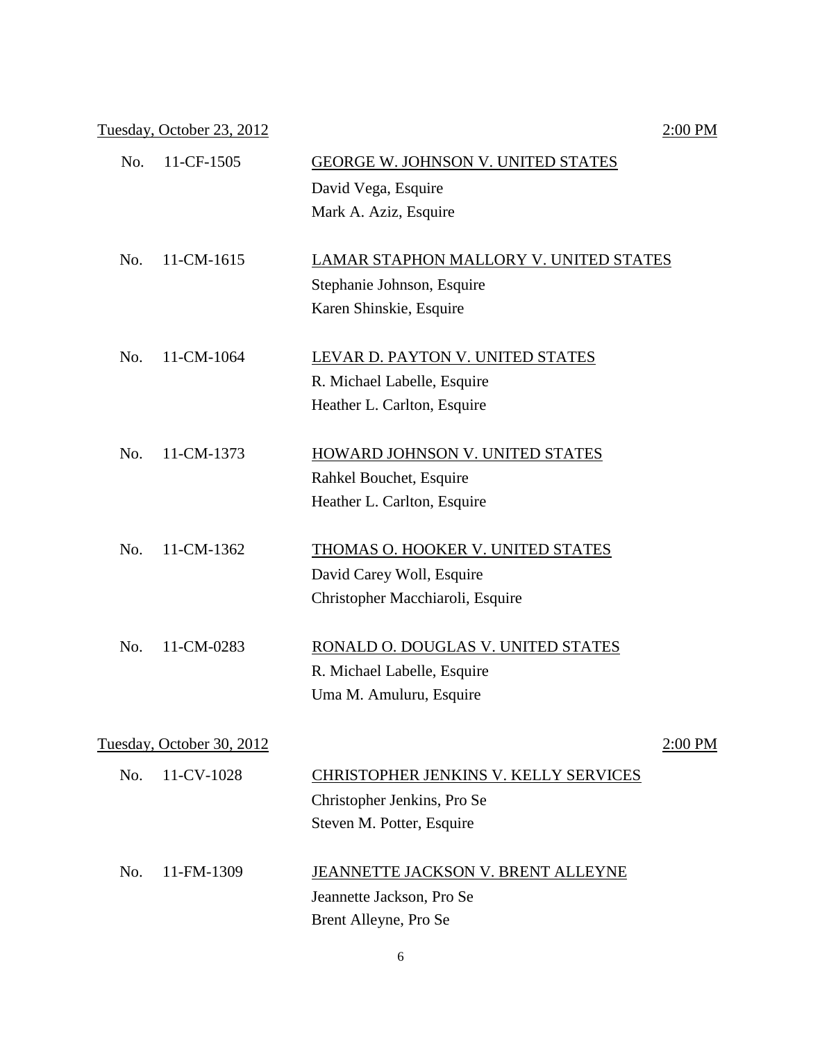<u>Tuesday, October 23, 2012</u> <u>2:00 PM</u>

No. 11-CF-1505 <u>GEORGE W. JOHNSON V. UNITED STATES</u>
David Vega, Esquire
Mark A. Aziz, Esquire

No. 11-CM-1615 <u>LAMAR STAPHON MALLORY V. UNITED STATES</u>
Stephanie Johnson, Esquire
Karen Shinskie, Esquire

No. 11-CM-1064 <u>LEVAR D. PAYTON V. UNITED STATES</u>
R. Michael Labelle, Esquire
Heather L. Carlton, Esquire

No. 11-CM-1373 <u>HOWARD JOHNSON V. UNITED STATES</u>
Rahkel Bouchet, Esquire
Heather L. Carlton, Esquire

No. 11-CM-1362 <u>THOMAS O. HOOKER V. UNITED STATES</u>
David Carey Woll, Esquire
Christopher Macchiaroli, Esquire

No. 11-CM-0283 <u>RONALD O. DOUGLAS V. UNITED STATES</u>
R. Michael Labelle, Esquire
Uma M. Amuluru, Esquire

<u>Tuesday, October 30, 2012</u> <u>2:00 PM</u>

No. 11-CV-1028 <u>CHRISTOPHER JENKINS V. KELLY SERVICES</u>
Christopher Jenkins, Pro Se
Steven M. Potter, Esquire

No. 11-FM-1309 <u>JEANNETTE JACKSON V. BRENT ALLEYNE</u>
Jeannette Jackson, Pro Se
Brent Alleyne, Pro Se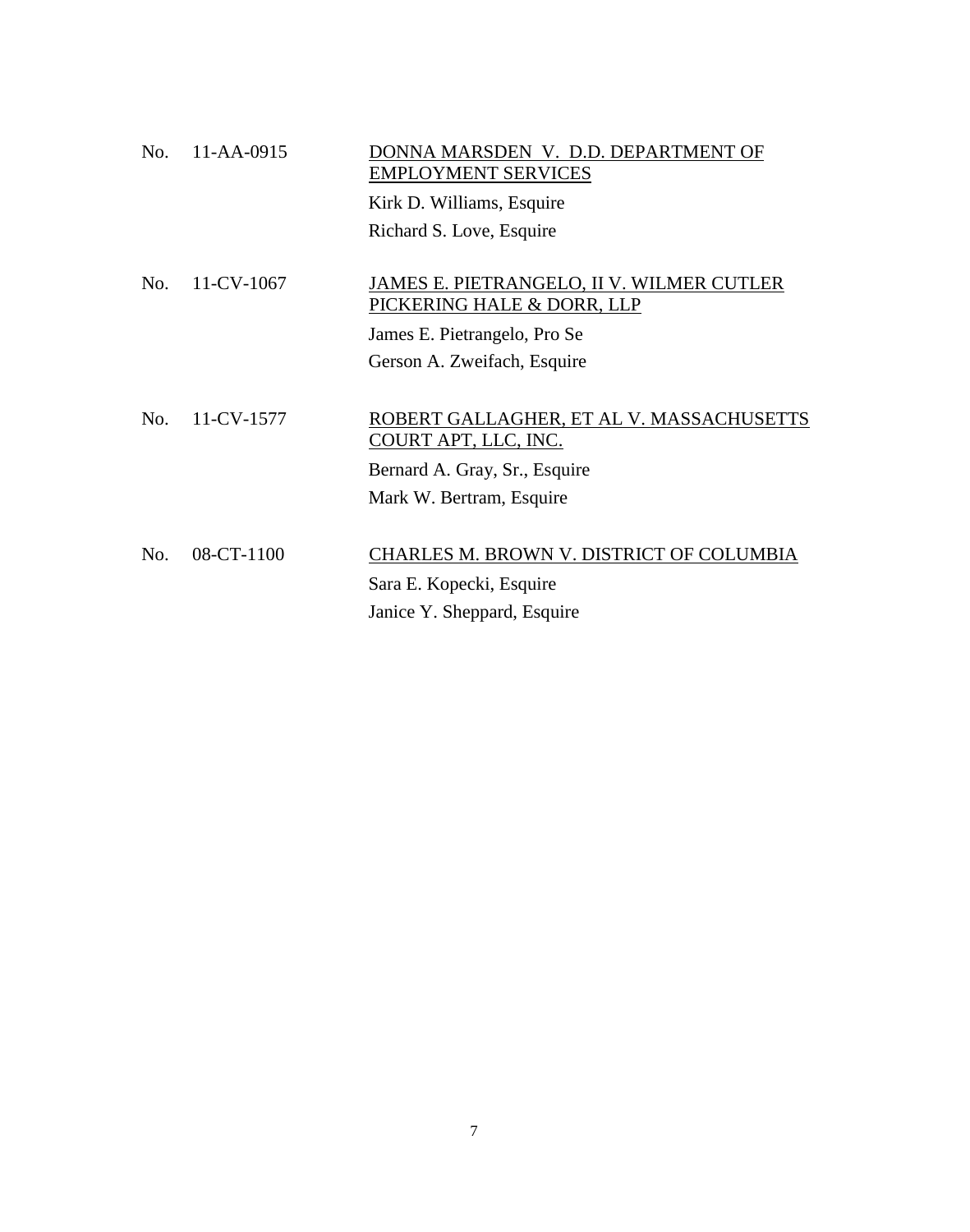No. 11-AA-0915 <u>DONNA MARSDEN V. D.D. DEPARTMENT OF EMPLOYMENT SERVICES</u>

Kirk D. Williams, Esquire

Richard S. Love, Esquire

No. 11-CV-1067 <u>JAMES E. PIETRANGELO, II V. WILMER CUTLER PICKERING HALE & DORR, LLP</u>

James E. Pietrangelo, Pro Se

Gerson A. Zweifach, Esquire

No. 11-CV-1577 <u>ROBERT GALLAGHER, ET AL V. MASSACHUSETTS COURT APT, LLC, INC.</u>

Bernard A. Gray, Sr., Esquire

Mark W. Bertram, Esquire

No. 08-CT-1100 <u>CHARLES M. BROWN V. DISTRICT OF COLUMBIA</u>

Sara E. Kopecki, Esquire

Janice Y. Sheppard, Esquire